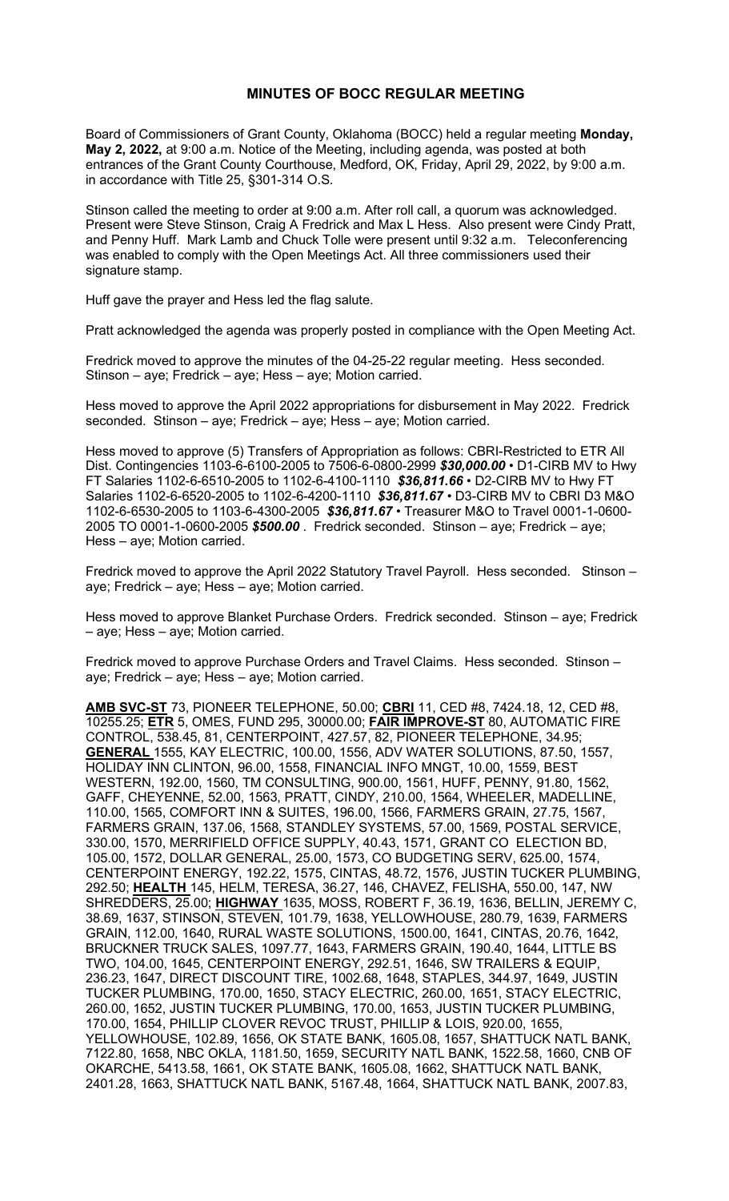## MINUTES OF BOCC REGULAR MEETING

Board of Commissioners of Grant County, Oklahoma (BOCC) held a regular meeting **Monday, May 2, 2022,** at 9:00 a.m. Notice of the Meeting, including agenda, was posted at both entrances of the Grant County Courthouse, Medford, OK, Friday, April 29, 2022, by 9:00 a.m. in accordance with Title 25, §301-314 O.S.

Stinson called the meeting to order at 9:00 a.m. After roll call, a quorum was acknowledged. Present were Steve Stinson, Craig A Fredrick and Max L Hess. Also present were Cindy Pratt, and Penny Huff. Mark Lamb and Chuck Tolle were present until 9:32 a.m. Teleconferencing was enabled to comply with the Open Meetings Act. All three commissioners used their signature stamp.

Huff gave the prayer and Hess led the flag salute.

Pratt acknowledged the agenda was properly posted in compliance with the Open Meeting Act.

Fredrick moved to approve the minutes of the 04-25-22 regular meeting. Hess seconded. Stinson – aye; Fredrick – aye; Hess – aye; Motion carried.

Hess moved to approve the April 2022 appropriations for disbursement in May 2022. Fredrick seconded. Stinson – aye; Fredrick – aye; Hess – aye; Motion carried.

Hess moved to approve (5) Transfers of Appropriation as follows: CBRI-Restricted to ETR All Dist. Contingencies 1103-6-6100-2005 to 7506-6-0800-2999 ***$30,000.00*** • D1-CIRB MV to Hwy FT Salaries 1102-6-6510-2005 to 1102-6-4100-1110 ***$36,811.66*** • D2-CIRB MV to Hwy FT Salaries 1102-6-6520-2005 to 1102-6-4200-1110 ***$36,811.67*** • D3-CIRB MV to CBRI D3 M&O 1102-6-6530-2005 to 1103-6-4300-2005 ***$36,811.67*** • Treasurer M&O to Travel 0001-1-0600-2005 TO 0001-1-0600-2005 ***$500.00*** . Fredrick seconded. Stinson – aye; Fredrick – aye; Hess – aye; Motion carried.

Fredrick moved to approve the April 2022 Statutory Travel Payroll. Hess seconded. Stinson – aye; Fredrick – aye; Hess – aye; Motion carried.

Hess moved to approve Blanket Purchase Orders. Fredrick seconded. Stinson – aye; Fredrick – aye; Hess – aye; Motion carried.

Fredrick moved to approve Purchase Orders and Travel Claims. Hess seconded. Stinson – aye; Fredrick – aye; Hess – aye; Motion carried.

**AMB SVC-ST** 73, PIONEER TELEPHONE, 50.00; **CBRI** 11, CED #8, 7424.18, 12, CED #8, 10255.25; **ETR** 5, OMES, FUND 295, 30000.00; **FAIR IMPROVE-ST** 80, AUTOMATIC FIRE CONTROL, 538.45, 81, CENTERPOINT, 427.57, 82, PIONEER TELEPHONE, 34.95; **GENERAL** 1555, KAY ELECTRIC, 100.00, 1556, ADV WATER SOLUTIONS, 87.50, 1557, HOLIDAY INN CLINTON, 96.00, 1558, FINANCIAL INFO MNGT, 10.00, 1559, BEST WESTERN, 192.00, 1560, TM CONSULTING, 900.00, 1561, HUFF, PENNY, 91.80, 1562, GAFF, CHEYENNE, 52.00, 1563, PRATT, CINDY, 210.00, 1564, WHEELER, MADELLINE, 110.00, 1565, COMFORT INN & SUITES, 196.00, 1566, FARMERS GRAIN, 27.75, 1567, FARMERS GRAIN, 137.06, 1568, STANDLEY SYSTEMS, 57.00, 1569, POSTAL SERVICE, 330.00, 1570, MERRIFIELD OFFICE SUPPLY, 40.43, 1571, GRANT CO ELECTION BD, 105.00, 1572, DOLLAR GENERAL, 25.00, 1573, CO BUDGETING SERV, 625.00, 1574, CENTERPOINT ENERGY, 192.22, 1575, CINTAS, 48.72, 1576, JUSTIN TUCKER PLUMBING, 292.50; **HEALTH** 145, HELM, TERESA, 36.27, 146, CHAVEZ, FELISHA, 550.00, 147, NW SHREDDERS, 25.00; **HIGHWAY** 1635, MOSS, ROBERT F, 36.19, 1636, BELLIN, JEREMY C, 38.69, 1637, STINSON, STEVEN, 101.79, 1638, YELLOWHOUSE, 280.79, 1639, FARMERS GRAIN, 112.00, 1640, RURAL WASTE SOLUTIONS, 1500.00, 1641, CINTAS, 20.76, 1642, BRUCKNER TRUCK SALES, 1097.77, 1643, FARMERS GRAIN, 190.40, 1644, LITTLE BS TWO, 104.00, 1645, CENTERPOINT ENERGY, 292.51, 1646, SW TRAILERS & EQUIP, 236.23, 1647, DIRECT DISCOUNT TIRE, 1002.68, 1648, STAPLES, 344.97, 1649, JUSTIN TUCKER PLUMBING, 170.00, 1650, STACY ELECTRIC, 260.00, 1651, STACY ELECTRIC, 260.00, 1652, JUSTIN TUCKER PLUMBING, 170.00, 1653, JUSTIN TUCKER PLUMBING, 170.00, 1654, PHILLIP CLOVER REVOC TRUST, PHILLIP & LOIS, 920.00, 1655, YELLOWHOUSE, 102.89, 1656, OK STATE BANK, 1605.08, 1657, SHATTUCK NATL BANK, 7122.80, 1658, NBC OKLA, 1181.50, 1659, SECURITY NATL BANK, 1522.58, 1660, CNB OF OKARCHE, 5413.58, 1661, OK STATE BANK, 1605.08, 1662, SHATTUCK NATL BANK, 2401.28, 1663, SHATTUCK NATL BANK, 5167.48, 1664, SHATTUCK NATL BANK, 2007.83,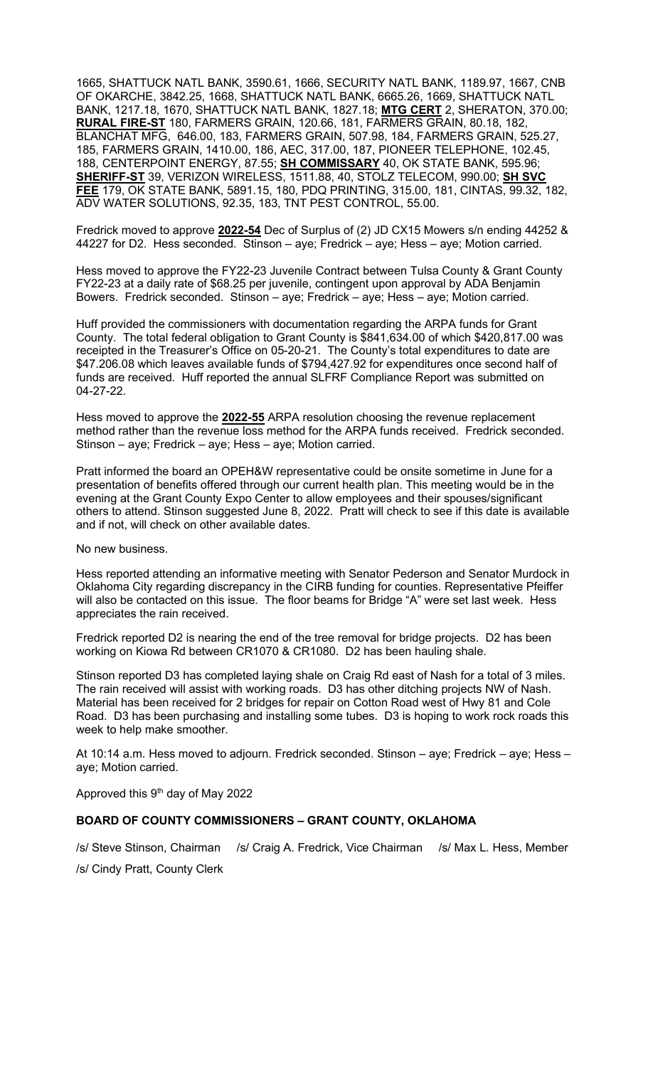1665, SHATTUCK NATL BANK, 3590.61, 1666, SECURITY NATL BANK, 1189.97, 1667, CNB OF OKARCHE, 3842.25, 1668, SHATTUCK NATL BANK, 6665.26, 1669, SHATTUCK NATL BANK, 1217.18, 1670, SHATTUCK NATL BANK, 1827.18; **MTG CERT** 2, SHERATON, 370.00; **RURAL FIRE-ST** 180, FARMERS GRAIN, 120.66, 181, FARMERS GRAIN, 80.18, 182, BLANCHAT MFG, 646.00, 183, FARMERS GRAIN, 507.98, 184, FARMERS GRAIN, 525.27, 185, FARMERS GRAIN, 1410.00, 186, AEC, 317.00, 187, PIONEER TELEPHONE, 102.45, 188, CENTERPOINT ENERGY, 87.55; **SH COMMISSARY** 40, OK STATE BANK, 595.96; **SHERIFF-ST** 39, VERIZON WIRELESS, 1511.88, 40, STOLZ TELECOM, 990.00; **SH SVC FEE** 179, OK STATE BANK, 5891.15, 180, PDQ PRINTING, 315.00, 181, CINTAS, 99.32, 182, ADV WATER SOLUTIONS, 92.35, 183, TNT PEST CONTROL, 55.00.

Fredrick moved to approve **2022-54** Dec of Surplus of (2) JD CX15 Mowers s/n ending 44252 & 44227 for D2. Hess seconded. Stinson – aye; Fredrick – aye; Hess – aye; Motion carried.

Hess moved to approve the FY22-23 Juvenile Contract between Tulsa County & Grant County FY22-23 at a daily rate of $68.25 per juvenile, contingent upon approval by ADA Benjamin Bowers. Fredrick seconded. Stinson – aye; Fredrick – aye; Hess – aye; Motion carried.

Huff provided the commissioners with documentation regarding the ARPA funds for Grant County. The total federal obligation to Grant County is $841,634.00 of which $420,817.00 was receipted in the Treasurer's Office on 05-20-21. The County's total expenditures to date are $47.206.08 which leaves available funds of $794,427.92 for expenditures once second half of funds are received. Huff reported the annual SLFRF Compliance Report was submitted on 04-27-22.

Hess moved to approve the **2022-55** ARPA resolution choosing the revenue replacement method rather than the revenue loss method for the ARPA funds received. Fredrick seconded. Stinson – aye; Fredrick – aye; Hess – aye; Motion carried.

Pratt informed the board an OPEH&W representative could be onsite sometime in June for a presentation of benefits offered through our current health plan. This meeting would be in the evening at the Grant County Expo Center to allow employees and their spouses/significant others to attend. Stinson suggested June 8, 2022. Pratt will check to see if this date is available and if not, will check on other available dates.

No new business.

Hess reported attending an informative meeting with Senator Pederson and Senator Murdock in Oklahoma City regarding discrepancy in the CIRB funding for counties. Representative Pfeiffer will also be contacted on this issue. The floor beams for Bridge "A" were set last week. Hess appreciates the rain received.

Fredrick reported D2 is nearing the end of the tree removal for bridge projects. D2 has been working on Kiowa Rd between CR1070 & CR1080. D2 has been hauling shale.

Stinson reported D3 has completed laying shale on Craig Rd east of Nash for a total of 3 miles. The rain received will assist with working roads. D3 has other ditching projects NW of Nash. Material has been received for 2 bridges for repair on Cotton Road west of Hwy 81 and Cole Road. D3 has been purchasing and installing some tubes. D3 is hoping to work rock roads this week to help make smoother.

At 10:14 a.m. Hess moved to adjourn. Fredrick seconded. Stinson – aye; Fredrick – aye; Hess – aye; Motion carried.

Approved this 9th day of May 2022

**BOARD OF COUNTY COMMISSIONERS – GRANT COUNTY, OKLAHOMA**

/s/ Steve Stinson, Chairman /s/ Craig A. Fredrick, Vice Chairman /s/ Max L. Hess, Member

/s/ Cindy Pratt, County Clerk